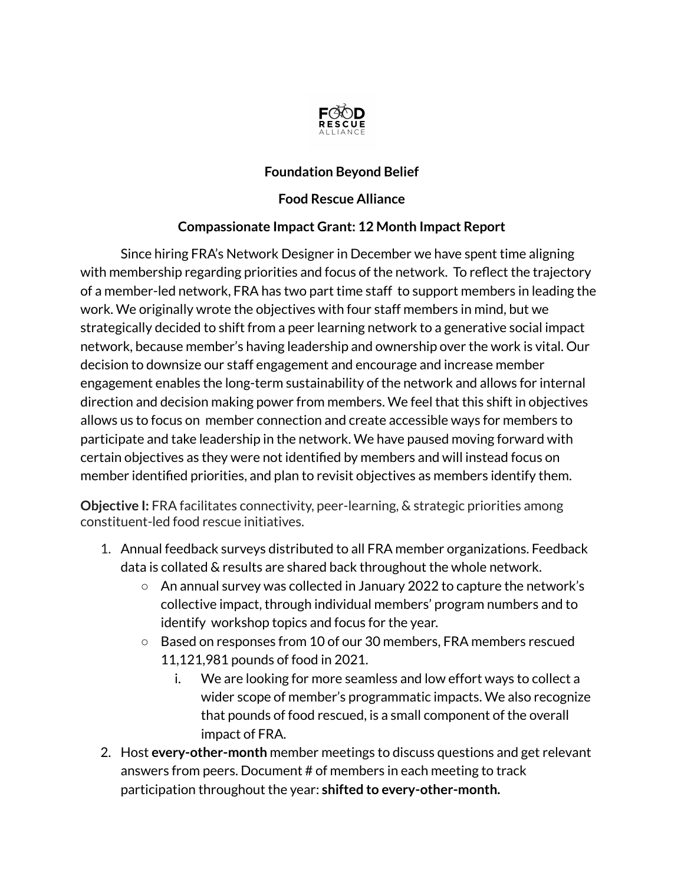**Foundation Beyond Belief**

**Food Rescue Alliance**

**Compassionate Impact Grant: 12 Month Impact Report**

Since hiring FRA's Network Designer in December we have spent time aligning with membership regarding priorities and focus of the network. To reflect the trajectory of a member-led network, FRA has two part time staff to support members in leading the work. We originally wrote the objectives with four staff members in mind, but we strategically decided to shift from a peer learning network to a generative social impact network, because member's having leadership and ownership over the work is vital. Our decision to downsize our staff engagement and encourage and increase member engagement enables the long-term sustainability of the network and allows for internal direction and decision making power from members. We feel that this shift in objectives allows us to focus on member connection and create accessible ways for members to participate and take leadership in the network. We have paused moving forward with certain objectives as they were not identified by members and will instead focus on member identified priorities, and plan to revisit objectives as members identify them.

**Objective I:** FRA facilitates connectivity, peer-learning, & strategic priorities among constituent-led food rescue initiatives.

1. Annual feedback surveys distributed to all FRA member organizations. Feedback data is collated & results are shared back throughout the whole network.
   - An annual survey was collected in January 2022 to capture the network's collective impact, through individual members' program numbers and to identify workshop topics and focus for the year.
   - Based on responses from 10 of our 30 members, FRA members rescued 11,121,981 pounds of food in 2021.
     1. We are looking for more seamless and low effort ways to collect a wider scope of member's programmatic impacts. We also recognize that pounds of food rescued, is a small component of the overall impact of FRA.
2. Host **every-other-month** member meetings to discuss questions and get relevant answers from peers. Document # of members in each meeting to track participation throughout the year: **shifted to every-other-month.**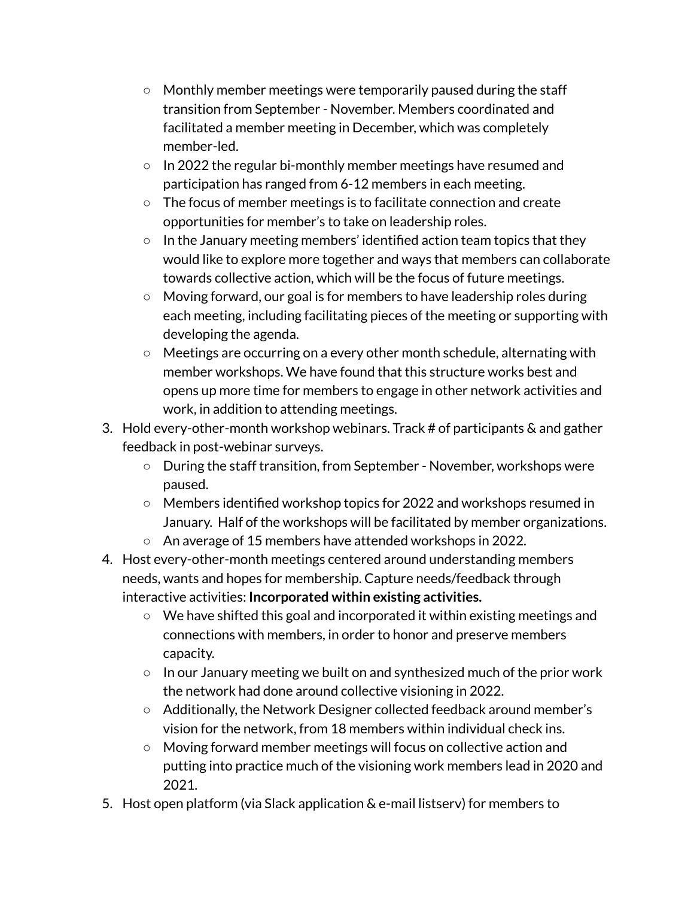- Monthly member meetings were temporarily paused during the staff transition from September - November. Members coordinated and facilitated a member meeting in December, which was completely member-led.
    - In 2022 the regular bi-monthly member meetings have resumed and participation has ranged from 6-12 members in each meeting.
    - The focus of member meetings is to facilitate connection and create opportunities for member's to take on leadership roles.
    - In the January meeting members' identified action team topics that they would like to explore more together and ways that members can collaborate towards collective action, which will be the focus of future meetings.
    - Moving forward, our goal is for members to have leadership roles during each meeting, including facilitating pieces of the meeting or supporting with developing the agenda.
    - Meetings are occurring on a every other month schedule, alternating with member workshops. We have found that this structure works best and opens up more time for members to engage in other network activities and work, in addition to attending meetings.

3. Hold every-other-month workshop webinars. Track # of participants & and gather feedback in post-webinar surveys.
    - During the staff transition, from September - November, workshops were paused.
    - Members identified workshop topics for 2022 and workshops resumed in January. Half of the workshops will be facilitated by member organizations.
    - An average of 15 members have attended workshops in 2022.
4. Host every-other-month meetings centered around understanding members needs, wants and hopes for membership. Capture needs/feedback through interactive activities: **Incorporated within existing activities.**
    - We have shifted this goal and incorporated it within existing meetings and connections with members, in order to honor and preserve members capacity.
    - In our January meeting we built on and synthesized much of the prior work the network had done around collective visioning in 2022.
    - Additionally, the Network Designer collected feedback around member's vision for the network, from 18 members within individual check ins.
    - Moving forward member meetings will focus on collective action and putting into practice much of the visioning work members lead in 2020 and 2021.
5. Host open platform (via Slack application & e-mail listserv) for members to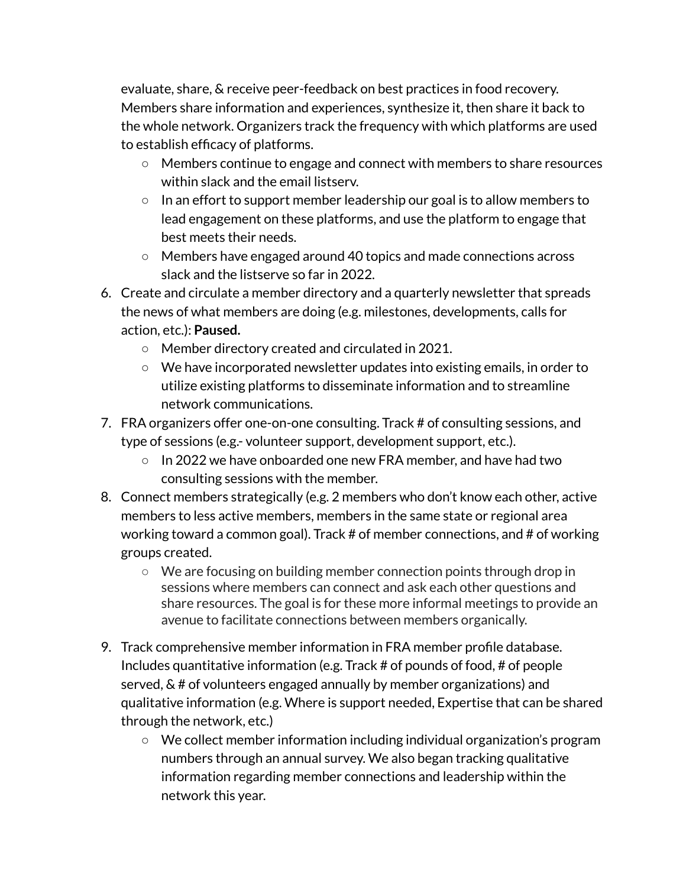evaluate, share, & receive peer-feedback on best practices in food recovery. Members share information and experiences, synthesize it, then share it back to the whole network. Organizers track the frequency with which platforms are used to establish efficacy of platforms.
   - Members continue to engage and connect with members to share resources within slack and the email listserv.
   - In an effort to support member leadership our goal is to allow members to lead engagement on these platforms, and use the platform to engage that best meets their needs.
   - Members have engaged around 40 topics and made connections across slack and the listserve so far in 2022.

6. Create and circulate a member directory and a quarterly newsletter that spreads the news of what members are doing (e.g. milestones, developments, calls for action, etc.): **Paused.**
   - Member directory created and circulated in 2021.
   - We have incorporated newsletter updates into existing emails, in order to utilize existing platforms to disseminate information and to streamline network communications.
7. FRA organizers offer one-on-one consulting. Track # of consulting sessions, and type of sessions (e.g.- volunteer support, development support, etc.).
   - In 2022 we have onboarded one new FRA member, and have had two consulting sessions with the member.
8. Connect members strategically (e.g. 2 members who don't know each other, active members to less active members, members in the same state or regional area working toward a common goal). Track # of member connections, and # of working groups created.
   - We are focusing on building member connection points through drop in sessions where members can connect and ask each other questions and share resources. The goal is for these more informal meetings to provide an avenue to facilitate connections between members organically.
9. Track comprehensive member information in FRA member profile database. Includes quantitative information (e.g. Track # of pounds of food, # of people served, & # of volunteers engaged annually by member organizations) and qualitative information (e.g. Where is support needed, Expertise that can be shared through the network, etc.)
   - We collect member information including individual organization's program numbers through an annual survey. We also began tracking qualitative information regarding member connections and leadership within the network this year.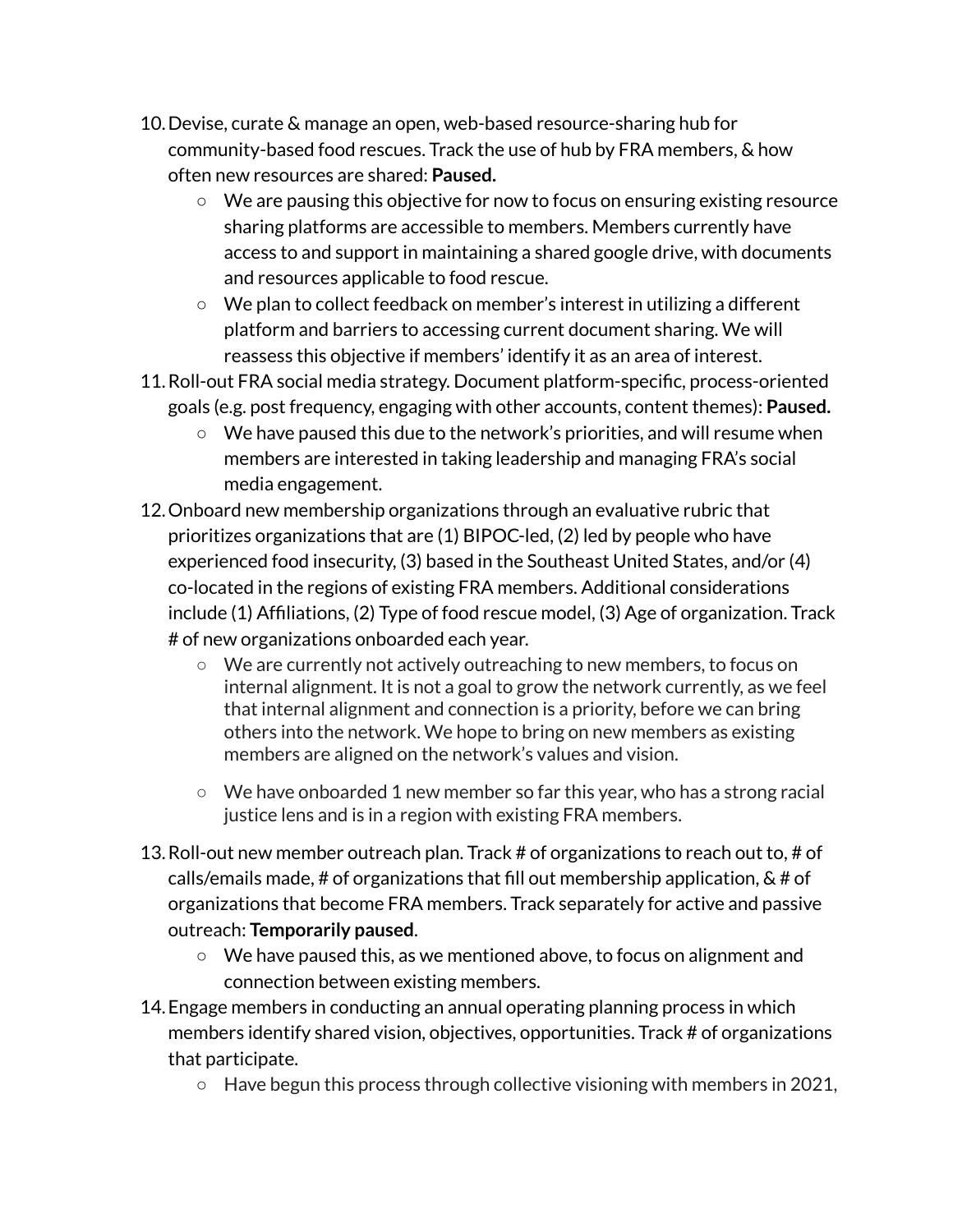10. Devise, curate & manage an open, web-based resource-sharing hub for community-based food rescues. Track the use of hub by FRA members, & how often new resources are shared: **Paused.**
    - We are pausing this objective for now to focus on ensuring existing resource sharing platforms are accessible to members. Members currently have access to and support in maintaining a shared google drive, with documents and resources applicable to food rescue.
    - We plan to collect feedback on member's interest in utilizing a different platform and barriers to accessing current document sharing. We will reassess this objective if members' identify it as an area of interest.
11. Roll-out FRA social media strategy. Document platform-specific, process-oriented goals (e.g. post frequency, engaging with other accounts, content themes): **Paused.**
    - We have paused this due to the network's priorities, and will resume when members are interested in taking leadership and managing FRA's social media engagement.
12. Onboard new membership organizations through an evaluative rubric that prioritizes organizations that are (1) BIPOC-led, (2) led by people who have experienced food insecurity, (3) based in the Southeast United States, and/or (4) co-located in the regions of existing FRA members. Additional considerations include (1) Affiliations, (2) Type of food rescue model, (3) Age of organization. Track # of new organizations onboarded each year.
    - We are currently not actively outreaching to new members, to focus on internal alignment. It is not a goal to grow the network currently, as we feel that internal alignment and connection is a priority, before we can bring others into the network. We hope to bring on new members as existing members are aligned on the network's values and vision.
    - We have onboarded 1 new member so far this year, who has a strong racial justice lens and is in a region with existing FRA members.
13. Roll-out new member outreach plan. Track # of organizations to reach out to, # of calls/emails made, # of organizations that fill out membership application, & # of organizations that become FRA members. Track separately for active and passive outreach: **Temporarily paused**.
    - We have paused this, as we mentioned above, to focus on alignment and connection between existing members.
14. Engage members in conducting an annual operating planning process in which members identify shared vision, objectives, opportunities. Track # of organizations that participate.
    - Have begun this process through collective visioning with members in 2021,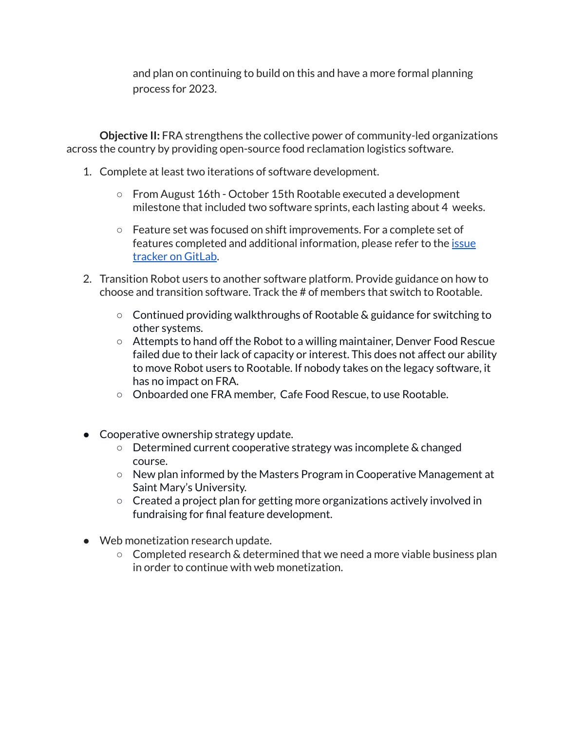and plan on continuing to build on this and have a more formal planning process for 2023.

**Objective II:** FRA strengthens the collective power of community-led organizations across the country by providing open-source food reclamation logistics software.

1. Complete at least two iterations of software development.
   - From August 16th - October 15th Rootable executed a development milestone that included two software sprints, each lasting about 4 weeks.
   - Feature set was focused on shift improvements. For a complete set of features completed and additional information, please refer to the issue tracker on GitLab.
2. Transition Robot users to another software platform. Provide guidance on how to choose and transition software. Track the # of members that switch to Rootable.
   - Continued providing walkthroughs of Rootable & guidance for switching to other systems.
   - Attempts to hand off the Robot to a willing maintainer, Denver Food Rescue failed due to their lack of capacity or interest. This does not affect our ability to move Robot users to Rootable. If nobody takes on the legacy software, it has no impact on FRA.
   - Onboarded one FRA member, Cafe Food Rescue, to use Rootable.

- Cooperative ownership strategy update.
  - Determined current cooperative strategy was incomplete & changed course.
  - New plan informed by the Masters Program in Cooperative Management at Saint Mary's University.
  - Created a project plan for getting more organizations actively involved in fundraising for final feature development.
- Web monetization research update.
  - Completed research & determined that we need a more viable business plan in order to continue with web monetization.